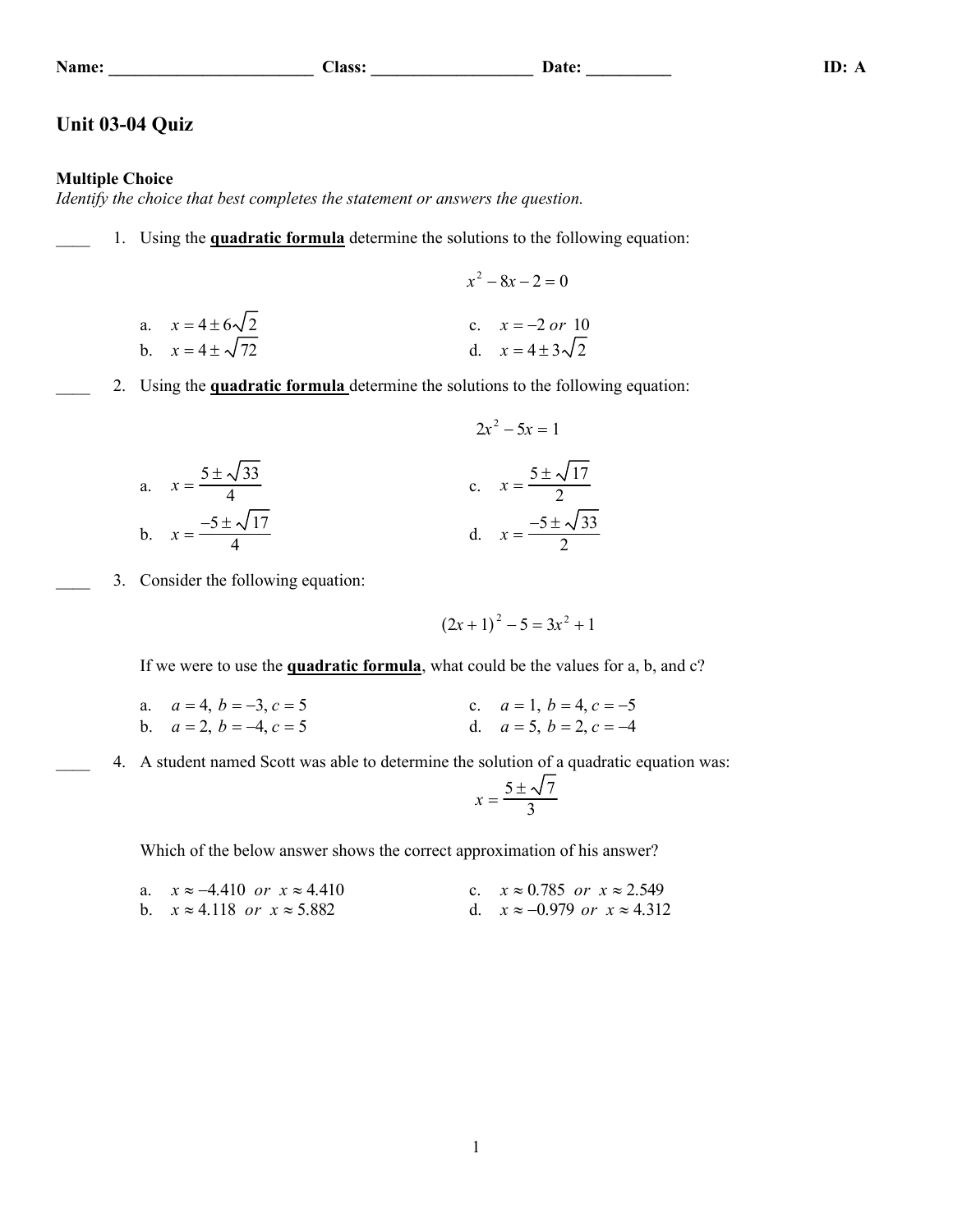Name: ________________________ Class: ___________________ Date: __________ ID: A

# Unit 03-04 Quiz

## Multiple Choice

*Identify the choice that best completes the statement or answers the question.*

____ 1. Using the **quadratic formula** determine the solutions to the following equation:

$$x^2 - 8x - 2 = 0$$

a. $x = 4 \pm 6\sqrt{2}$

b. $x = 4 \pm \sqrt{72}$

c. $x = -2 \text{ or } 10$

d. $x = 4 \pm 3\sqrt{2}$

____ 2. Using the **quadratic formula** determine the solutions to the following equation:

$$2x^2 - 5x = 1$$

a. $x = \dfrac{5 \pm \sqrt{33}}{4}$

b. $x = \dfrac{-5 \pm \sqrt{17}}{4}$

c. $x = \dfrac{5 \pm \sqrt{17}}{2}$

d. $x = \dfrac{-5 \pm \sqrt{33}}{2}$

____ 3. Consider the following equation:

$$(2x + 1)^2 - 5 = 3x^2 + 1$$

If we were to use the **quadratic formula**, what could be the values for a, b, and c?

a. $a = 4,\ b = -3,\ c = 5$

b. $a = 2,\ b = -4,\ c = 5$

c. $a = 1,\ b = 4,\ c = -5$

d. $a = 5,\ b = 2,\ c = -4$

____ 4. A student named Scott was able to determine the solution of a quadratic equation was:

$$x = \frac{5 \pm \sqrt{7}}{3}$$

Which of the below answer shows the correct approximation of his answer?

a. $x \approx -4.410 \text{ or } x \approx 4.410$

b. $x \approx 4.118 \text{ or } x \approx 5.882$

c. $x \approx 0.785 \text{ or } x \approx 2.549$

d. $x \approx -0.979 \text{ or } x \approx 4.312$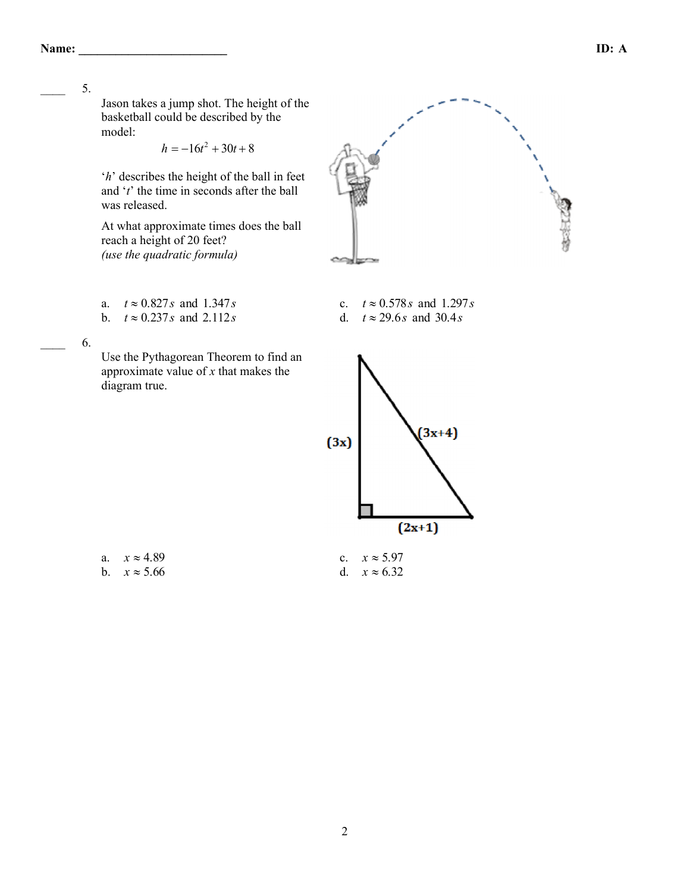Name: ________________________ ID: A

____ 5. Jason takes a jump shot. The height of the basketball could be described by the model:

$$h = -16t^2 + 30t + 8$$

'$h$' describes the height of the ball in feet and '$t$' the time in seconds after the ball was released.

At what approximate times does the ball reach a height of 20 feet?
*(use the quadratic formula)*

a. $t \approx 0.827s$ and $1.347s$
b. $t \approx 0.237s$ and $2.112s$
c. $t \approx 0.578s$ and $1.297s$
d. $t \approx 29.6s$ and $30.4s$

____ 6. Use the Pythagorean Theorem to find an approximate value of $x$ that makes the diagram true.

(3x)

(3x+4)

(2x+1)

a. $x \approx 4.89$
b. $x \approx 5.66$
c. $x \approx 5.97$
d. $x \approx 6.32$